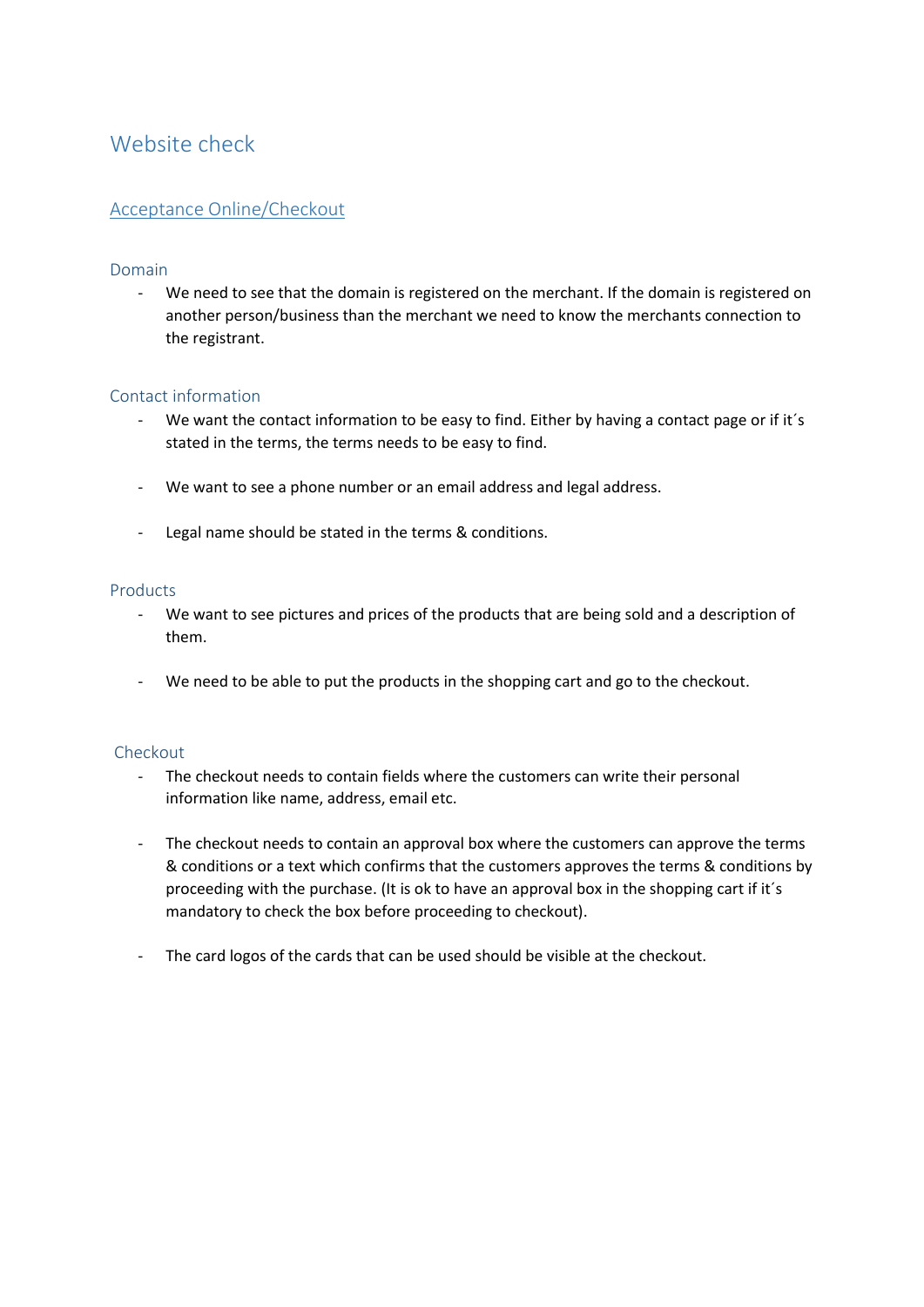# Website check

## Acceptance Online/Checkout

### Domain

- We need to see that the domain is registered on the merchant. If the domain is registered on another person/business than the merchant we need to know the merchants connection to the registrant.

### Contact information

- We want the contact information to be easy to find. Either by having a contact page or if it´s stated in the terms, the terms needs to be easy to find.
- We want to see a phone number or an email address and legal address.
- Legal name should be stated in the terms & conditions.

### Products

- We want to see pictures and prices of the products that are being sold and a description of them.
- We need to be able to put the products in the shopping cart and go to the checkout.

### Checkout

- The checkout needs to contain fields where the customers can write their personal information like name, address, email etc.
- The checkout needs to contain an approval box where the customers can approve the terms & conditions or a text which confirms that the customers approves the terms & conditions by proceeding with the purchase. (It is ok to have an approval box in the shopping cart if it´s mandatory to check the box before proceeding to checkout).
- The card logos of the cards that can be used should be visible at the checkout.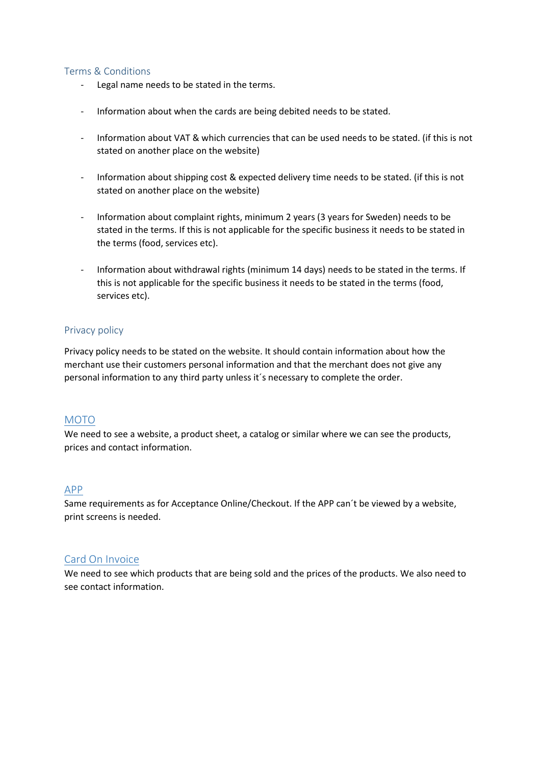## Terms & Conditions

- Legal name needs to be stated in the terms.

- Information about when the cards are being debited needs to be stated.

- Information about VAT & which currencies that can be used needs to be stated. (if this is not stated on another place on the website)

- Information about shipping cost & expected delivery time needs to be stated. (if this is not stated on another place on the website)

- Information about complaint rights, minimum 2 years (3 years for Sweden) needs to be stated in the terms. If this is not applicable for the specific business it needs to be stated in the terms (food, services etc).

- Information about withdrawal rights (minimum 14 days) needs to be stated in the terms. If this is not applicable for the specific business it needs to be stated in the terms (food, services etc).

## Privacy policy

Privacy policy needs to be stated on the website. It should contain information about how the merchant use their customers personal information and that the merchant does not give any personal information to any third party unless it´s necessary to complete the order.

## MOTO

We need to see a website, a product sheet, a catalog or similar where we can see the products, prices and contact information.

## APP

Same requirements as for Acceptance Online/Checkout. If the APP can´t be viewed by a website, print screens is needed.

## Card On Invoice

We need to see which products that are being sold and the prices of the products. We also need to see contact information.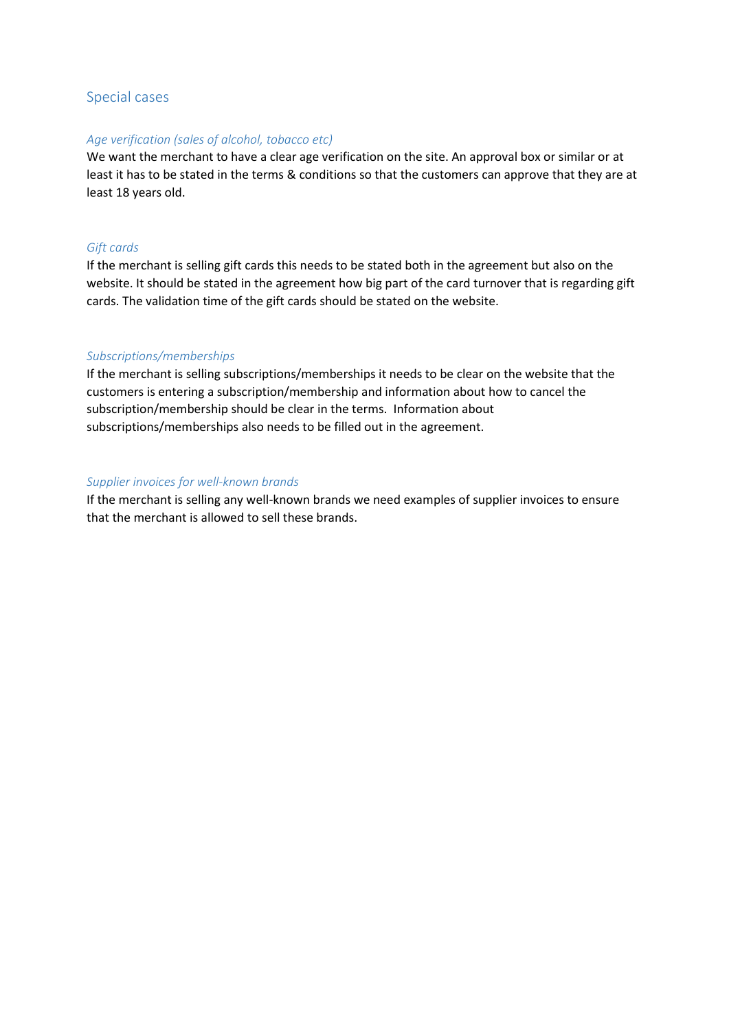## Special cases

### *Age verification (sales of alcohol, tobacco etc)*

We want the merchant to have a clear age verification on the site. An approval box or similar or at least it has to be stated in the terms & conditions so that the customers can approve that they are at least 18 years old.

### *Gift cards*

If the merchant is selling gift cards this needs to be stated both in the agreement but also on the website. It should be stated in the agreement how big part of the card turnover that is regarding gift cards. The validation time of the gift cards should be stated on the website.

### *Subscriptions/memberships*

If the merchant is selling subscriptions/memberships it needs to be clear on the website that the customers is entering a subscription/membership and information about how to cancel the subscription/membership should be clear in the terms. Information about subscriptions/memberships also needs to be filled out in the agreement.

### *Supplier invoices for well-known brands*

If the merchant is selling any well-known brands we need examples of supplier invoices to ensure that the merchant is allowed to sell these brands.